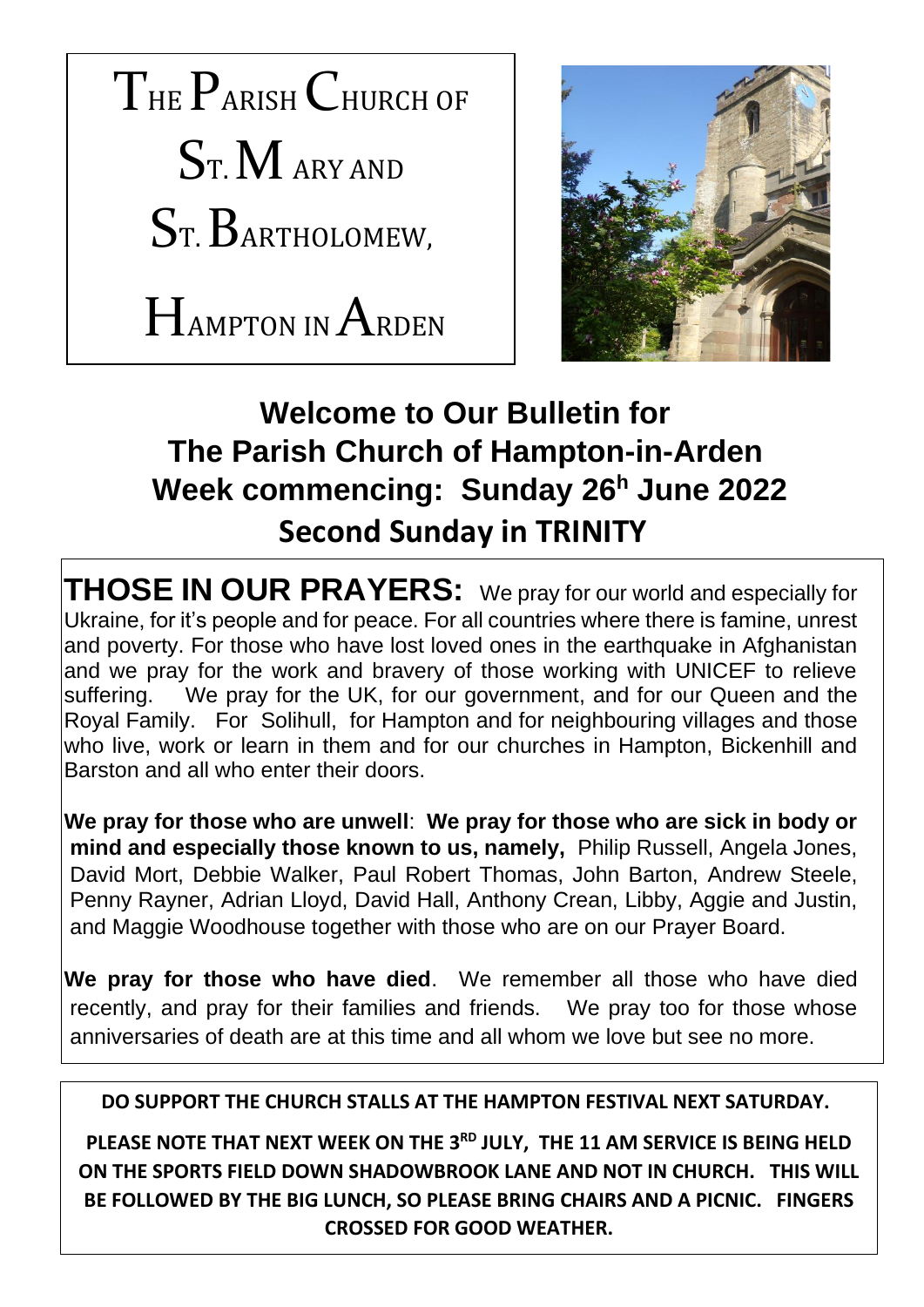# The Parish Church of St. Mary and St. Bartholomew, Hampton in Arden

## Welcome to Our Bulletin for The Parish Church of Hampton-in-Arden Week commencing: Sunday 26h June 2022

## Second Sunday in TRINITY

**THOSE IN OUR PRAYERS:** We pray for our world and especially for Ukraine, for it's people and for peace. For all countries where there is famine, unrest and poverty. For those who have lost loved ones in the earthquake in Afghanistan and we pray for the work and bravery of those working with UNICEF to relieve suffering. We pray for the UK, for our government, and for our Queen and the Royal Family. For Solihull, for Hampton and for neighbouring villages and those who live, work or learn in them and for our churches in Hampton, Bickenhill and Barston and all who enter their doors.

**We pray for those who are unwell**: **We pray for those who are sick in body or mind and especially those known to us, namely,** Philip Russell, Angela Jones, David Mort, Debbie Walker, Paul Robert Thomas, John Barton, Andrew Steele, Penny Rayner, Adrian Lloyd, David Hall, Anthony Crean, Libby, Aggie and Justin, and Maggie Woodhouse together with those who are on our Prayer Board.

**We pray for those who have died**. We remember all those who have died recently, and pray for their families and friends. We pray too for those whose anniversaries of death are at this time and all whom we love but see no more.

**DO SUPPORT THE CHURCH STALLS AT THE HAMPTON FESTIVAL NEXT SATURDAY.**

**PLEASE NOTE THAT NEXT WEEK ON THE 3RD JULY, THE 11 AM SERVICE IS BEING HELD ON THE SPORTS FIELD DOWN SHADOWBROOK LANE AND NOT IN CHURCH. THIS WILL BE FOLLOWED BY THE BIG LUNCH, SO PLEASE BRING CHAIRS AND A PICNIC. FINGERS CROSSED FOR GOOD WEATHER.**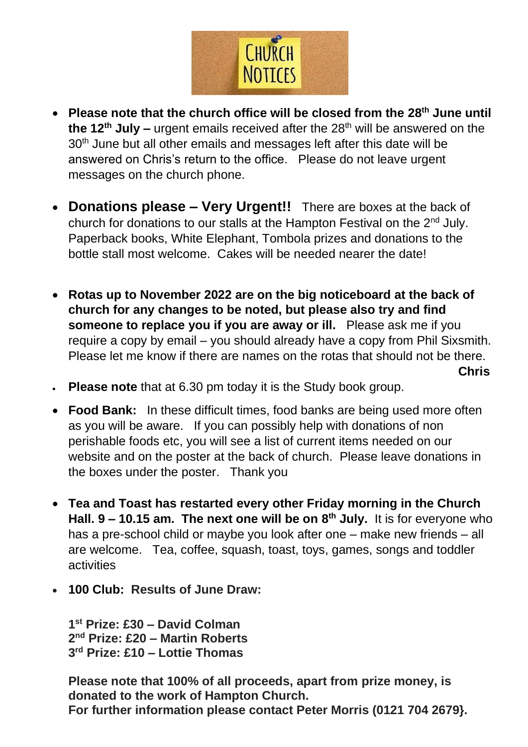# Church Notices

- **Please note that the church office will be closed from the 28th June until the 12th July –** urgent emails received after the 28th will be answered on the 30th June but all other emails and messages left after this date will be answered on Chris's return to the office. Please do not leave urgent messages on the church phone.

- **Donations please – Very Urgent!!** There are boxes at the back of church for donations to our stalls at the Hampton Festival on the 2nd July. Paperback books, White Elephant, Tombola prizes and donations to the bottle stall most welcome. Cakes will be needed nearer the date!

- **Rotas up to November 2022 are on the big noticeboard at the back of church for any changes to be noted, but please also try and find someone to replace you if you are away or ill.** Please ask me if you require a copy by email – you should already have a copy from Phil Sixsmith. Please let me know if there are names on the rotas that should not be there.

  **Chris**

- **Please note** that at 6.30 pm today it is the Study book group.

- **Food Bank:** In these difficult times, food banks are being used more often as you will be aware. If you can possibly help with donations of non perishable foods etc, you will see a list of current items needed on our website and on the poster at the back of church. Please leave donations in the boxes under the poster. Thank you

- **Tea and Toast has restarted every other Friday morning in the Church Hall. 9 – 10.15 am. The next one will be on 8th July.** It is for everyone who has a pre-school child or maybe you look after one – make new friends – all are welcome. Tea, coffee, squash, toast, toys, games, songs and toddler activities

- **100 Club: Results of June Draw:**

  **1st Prize: £30 – David Colman**
  **2nd Prize: £20 – Martin Roberts**
  **3rd Prize: £10 – Lottie Thomas**

  **Please note that 100% of all proceeds, apart from prize money, is donated to the work of Hampton Church.**
  **For further information please contact Peter Morris (0121 704 2679}.**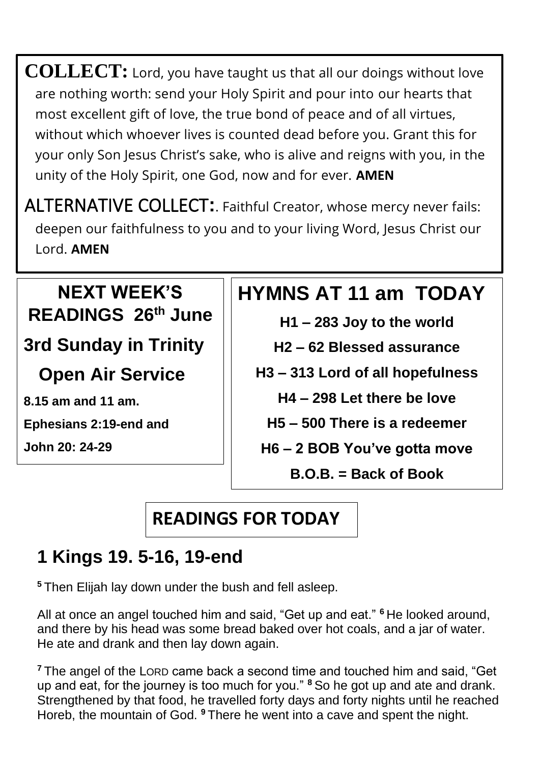**COLLECT:** Lord, you have taught us that all our doings without love are nothing worth: send your Holy Spirit and pour into our hearts that most excellent gift of love, the true bond of peace and of all virtues, without which whoever lives is counted dead before you. Grant this for your only Son Jesus Christ's sake, who is alive and reigns with you, in the unity of the Holy Spirit, one God, now and for ever. **AMEN**

ALTERNATIVE COLLECT:. Faithful Creator, whose mercy never fails: deepen our faithfulness to you and to your living Word, Jesus Christ our Lord. **AMEN**

## NEXT WEEK'S READINGS 26th June

### 3rd Sunday in Trinity

### Open Air Service

**8.15 am and 11 am.**

**Ephesians 2:19-end and**

**John 20: 24-29**

## HYMNS AT 11 am TODAY

**H1 – 283 Joy to the world**

**H2 – 62 Blessed assurance**

**H3 – 313 Lord of all hopefulness**

**H4 – 298 Let there be love**

**H5 – 500 There is a redeemer**

**H6 – 2 BOB You've gotta move**

**B.O.B. = Back of Book**

## READINGS FOR TODAY

## 1 Kings 19. 5-16, 19-end

[5] Then Elijah lay down under the bush and fell asleep.

All at once an angel touched him and said, "Get up and eat." [6] He looked around, and there by his head was some bread baked over hot coals, and a jar of water. He ate and drank and then lay down again.

[7] The angel of the LORD came back a second time and touched him and said, "Get up and eat, for the journey is too much for you." [8] So he got up and ate and drank. Strengthened by that food, he travelled forty days and forty nights until he reached Horeb, the mountain of God. [9] There he went into a cave and spent the night.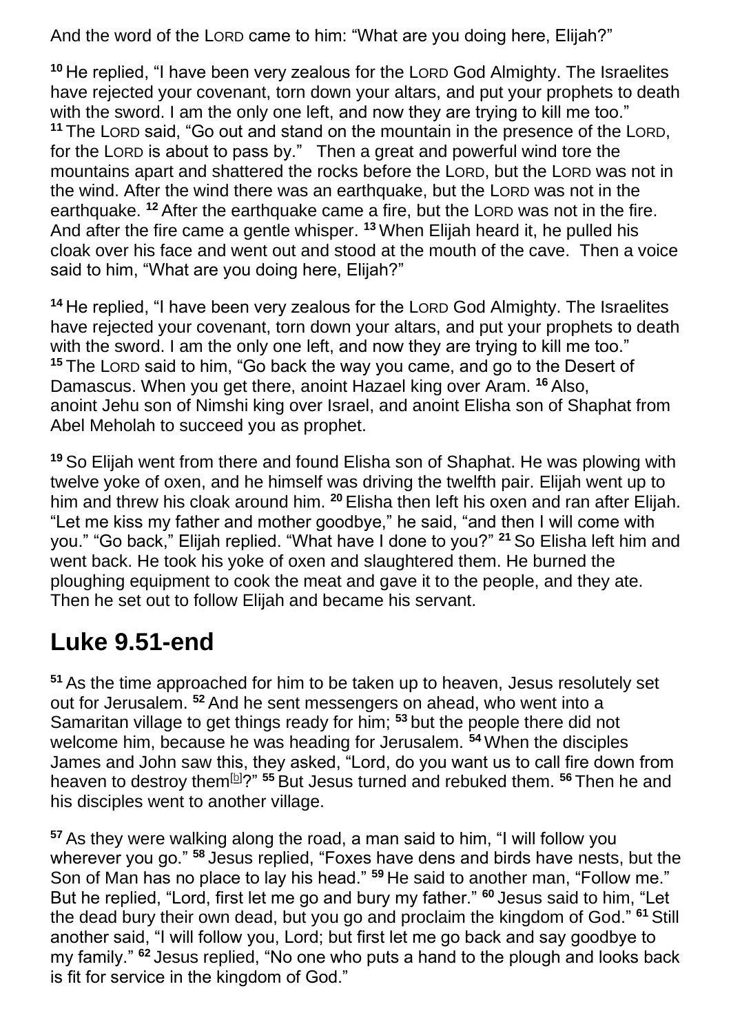And the word of the LORD came to him: “What are you doing here, Elijah?”

[10] He replied, “I have been very zealous for the LORD God Almighty. The Israelites have rejected your covenant, torn down your altars, and put your prophets to death with the sword. I am the only one left, and now they are trying to kill me too.” [11] The LORD said, “Go out and stand on the mountain in the presence of the LORD, for the LORD is about to pass by.” Then a great and powerful wind tore the mountains apart and shattered the rocks before the LORD, but the LORD was not in the wind. After the wind there was an earthquake, but the LORD was not in the earthquake. [12] After the earthquake came a fire, but the LORD was not in the fire. And after the fire came a gentle whisper. [13] When Elijah heard it, he pulled his cloak over his face and went out and stood at the mouth of the cave. Then a voice said to him, “What are you doing here, Elijah?”

[14] He replied, “I have been very zealous for the LORD God Almighty. The Israelites have rejected your covenant, torn down your altars, and put your prophets to death with the sword. I am the only one left, and now they are trying to kill me too.” [15] The LORD said to him, “Go back the way you came, and go to the Desert of Damascus. When you get there, anoint Hazael king over Aram. [16] Also, anoint Jehu son of Nimshi king over Israel, and anoint Elisha son of Shaphat from Abel Meholah to succeed you as prophet.

[19] So Elijah went from there and found Elisha son of Shaphat. He was plowing with twelve yoke of oxen, and he himself was driving the twelfth pair. Elijah went up to him and threw his cloak around him. [20] Elisha then left his oxen and ran after Elijah. “Let me kiss my father and mother goodbye,” he said, “and then I will come with you.” “Go back,” Elijah replied. “What have I done to you?” [21] So Elisha left him and went back. He took his yoke of oxen and slaughtered them. He burned the ploughing equipment to cook the meat and gave it to the people, and they ate. Then he set out to follow Elijah and became his servant.

## Luke 9.51-end

[51] As the time approached for him to be taken up to heaven, Jesus resolutely set out for Jerusalem. [52] And he sent messengers on ahead, who went into a Samaritan village to get things ready for him; [53] but the people there did not welcome him, because he was heading for Jerusalem. [54] When the disciples James and John saw this, they asked, “Lord, do you want us to call fire down from heaven to destroy them[b]?” [55] But Jesus turned and rebuked them. [56] Then he and his disciples went to another village.

[57] As they were walking along the road, a man said to him, “I will follow you wherever you go.” [58] Jesus replied, “Foxes have dens and birds have nests, but the Son of Man has no place to lay his head.” [59] He said to another man, “Follow me.” But he replied, “Lord, first let me go and bury my father.” [60] Jesus said to him, “Let the dead bury their own dead, but you go and proclaim the kingdom of God.” [61] Still another said, “I will follow you, Lord; but first let me go back and say goodbye to my family.” [62] Jesus replied, “No one who puts a hand to the plough and looks back is fit for service in the kingdom of God.”